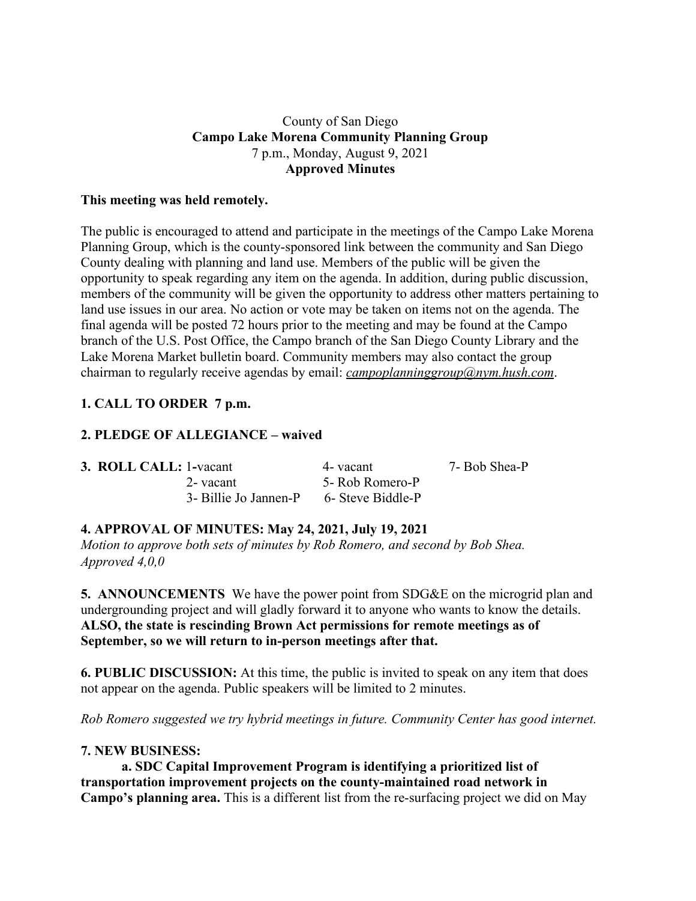County of San Diego
**Campo Lake Morena Community Planning Group**
7 p.m., Monday, August 9, 2021
**Approved Minutes**

**This meeting was held remotely.**

The public is encouraged to attend and participate in the meetings of the Campo Lake Morena Planning Group, which is the county-sponsored link between the community and San Diego County dealing with planning and land use. Members of the public will be given the opportunity to speak regarding any item on the agenda. In addition, during public discussion, members of the community will be given the opportunity to address other matters pertaining to land use issues in our area. No action or vote may be taken on items not on the agenda. The final agenda will be posted 72 hours prior to the meeting and may be found at the Campo branch of the U.S. Post Office, the Campo branch of the San Diego County Library and the Lake Morena Market bulletin board. Community members may also contact the group chairman to regularly receive agendas by email: *campoplanninggroup@nym.hush.com*.

**1. CALL TO ORDER 7 p.m.**

**2. PLEDGE OF ALLEGIANCE – waived**

**3. ROLL CALL:**

| | | |
|---|---|---|
| 1-vacant | 4- vacant | 7- Bob Shea-P |
| 2- vacant | 5- Rob Romero-P | |
| 3- Billie Jo Jannen-P | 6- Steve Biddle-P | |

**4. APPROVAL OF MINUTES: May 24, 2021, July 19, 2021**
*Motion to approve both sets of minutes by Rob Romero, and second by Bob Shea. Approved 4,0,0*

**5. ANNOUNCEMENTS** We have the power point from SDG&E on the microgrid plan and undergrounding project and will gladly forward it to anyone who wants to know the details. **ALSO, the state is rescinding Brown Act permissions for remote meetings as of September, so we will return to in-person meetings after that.**

**6. PUBLIC DISCUSSION:** At this time, the public is invited to speak on any item that does not appear on the agenda. Public speakers will be limited to 2 minutes.

*Rob Romero suggested we try hybrid meetings in future. Community Center has good internet.*

**7. NEW BUSINESS:**

**a. SDC Capital Improvement Program is identifying a prioritized list of transportation improvement projects on the county-maintained road network in Campo's planning area.** This is a different list from the re-surfacing project we did on May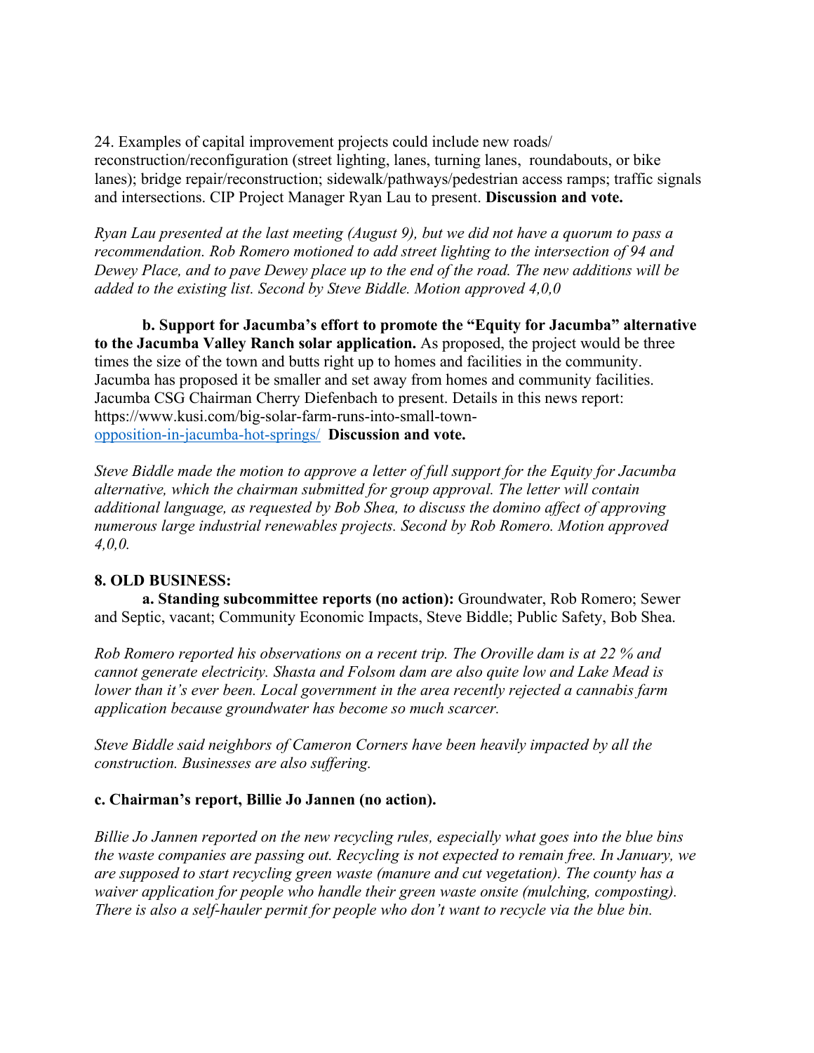24. Examples of capital improvement projects could include new roads/ reconstruction/reconfiguration (street lighting, lanes, turning lanes, roundabouts, or bike lanes); bridge repair/reconstruction; sidewalk/pathways/pedestrian access ramps; traffic signals and intersections. CIP Project Manager Ryan Lau to present. **Discussion and vote.**

*Ryan Lau presented at the last meeting (August 9), but we did not have a quorum to pass a recommendation. Rob Romero motioned to add street lighting to the intersection of 94 and Dewey Place, and to pave Dewey place up to the end of the road. The new additions will be added to the existing list. Second by Steve Biddle. Motion approved 4,0,0*

**b. Support for Jacumba's effort to promote the "Equity for Jacumba" alternative to the Jacumba Valley Ranch solar application.** As proposed, the project would be three times the size of the town and butts right up to homes and facilities in the community. Jacumba has proposed it be smaller and set away from homes and community facilities. Jacumba CSG Chairman Cherry Diefenbach to present. Details in this news report: https://www.kusi.com/big-solar-farm-runs-into-small-town-opposition-in-jacumba-hot-springs/ **Discussion and vote.**

*Steve Biddle made the motion to approve a letter of full support for the Equity for Jacumba alternative, which the chairman submitted for group approval. The letter will contain additional language, as requested by Bob Shea, to discuss the domino affect of approving numerous large industrial renewables projects. Second by Rob Romero. Motion approved 4,0,0.*

**8. OLD BUSINESS:**

**a. Standing subcommittee reports (no action):** Groundwater, Rob Romero; Sewer and Septic, vacant; Community Economic Impacts, Steve Biddle; Public Safety, Bob Shea.

*Rob Romero reported his observations on a recent trip. The Oroville dam is at 22 % and cannot generate electricity. Shasta and Folsom dam are also quite low and Lake Mead is lower than it's ever been. Local government in the area recently rejected a cannabis farm application because groundwater has become so much scarcer.*

*Steve Biddle said neighbors of Cameron Corners have been heavily impacted by all the construction. Businesses are also suffering.*

**c. Chairman's report, Billie Jo Jannen (no action).**

*Billie Jo Jannen reported on the new recycling rules, especially what goes into the blue bins the waste companies are passing out. Recycling is not expected to remain free. In January, we are supposed to start recycling green waste (manure and cut vegetation). The county has a waiver application for people who handle their green waste onsite (mulching, composting). There is also a self-hauler permit for people who don't want to recycle via the blue bin.*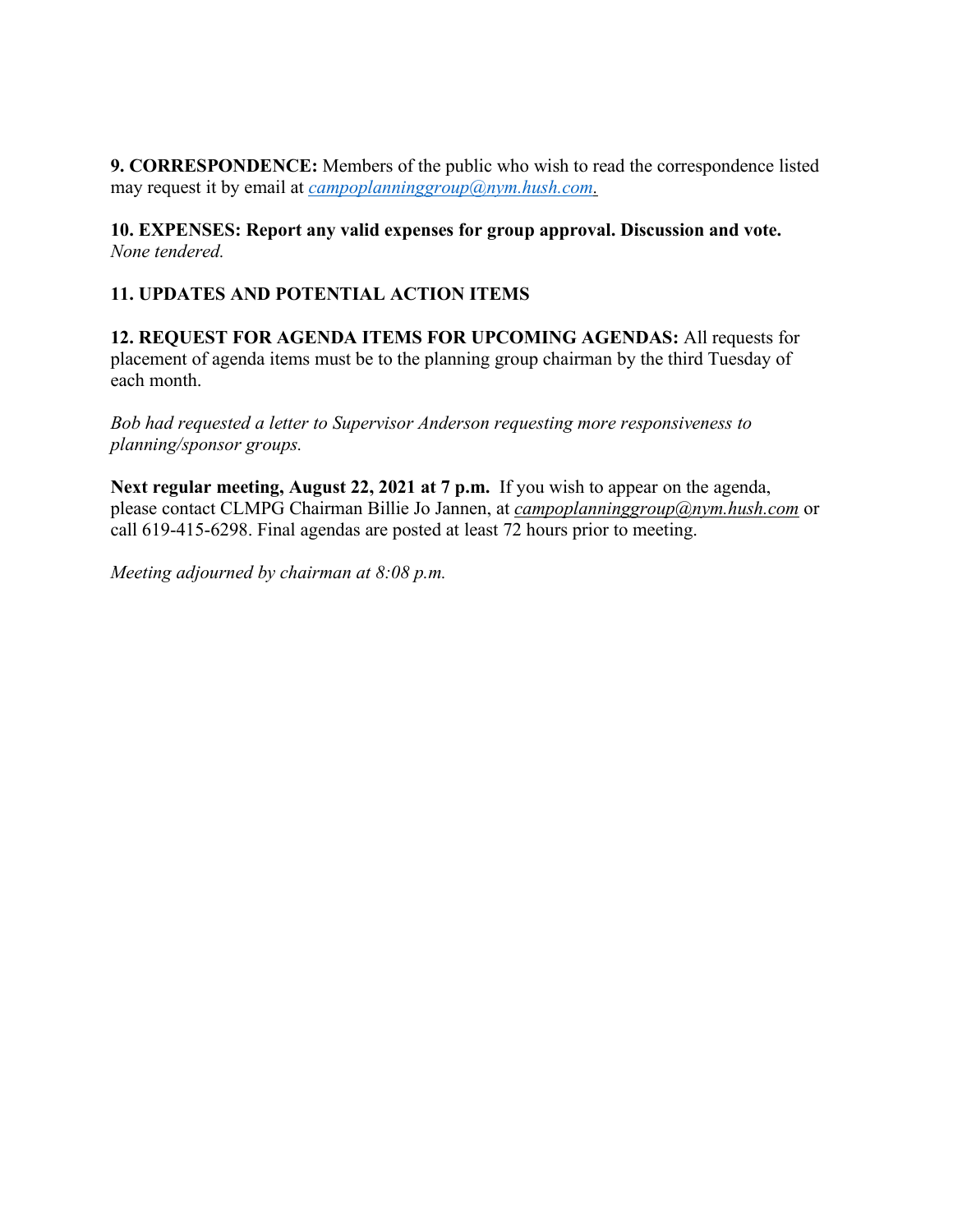**9. CORRESPONDENCE:** Members of the public who wish to read the correspondence listed may request it by email at *campoplanninggroup@nym.hush.com*.

**10. EXPENSES: Report any valid expenses for group approval. Discussion and vote.**
*None tendered.*

**11. UPDATES AND POTENTIAL ACTION ITEMS**

**12. REQUEST FOR AGENDA ITEMS FOR UPCOMING AGENDAS:** All requests for placement of agenda items must be to the planning group chairman by the third Tuesday of each month.

*Bob had requested a letter to Supervisor Anderson requesting more responsiveness to planning/sponsor groups.*

**Next regular meeting, August 22, 2021 at 7 p.m.** If you wish to appear on the agenda, please contact CLMPG Chairman Billie Jo Jannen, at *campoplanninggroup@nym.hush.com* or call 619-415-6298. Final agendas are posted at least 72 hours prior to meeting.

*Meeting adjourned by chairman at 8:08 p.m.*